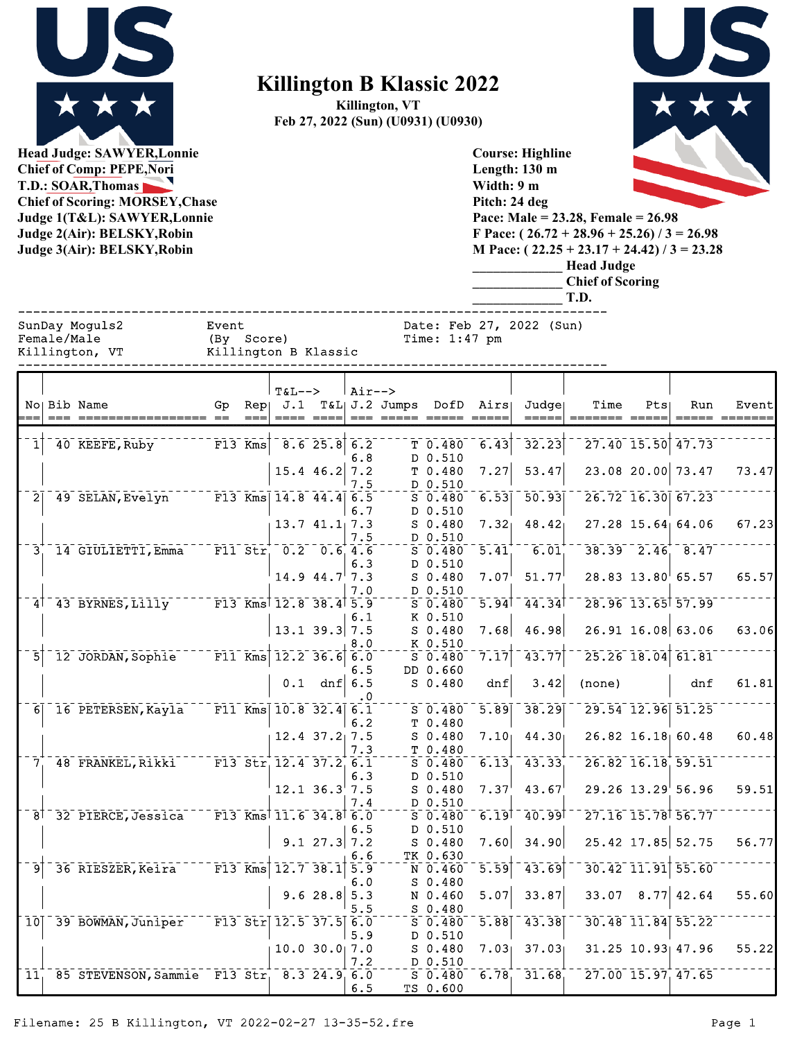# Killington B Klassic 2022

**Killington, VT**

**Feb 27, 2022 (Sun) (U0931) (U0930)**

**Head Judge: SAWYER,Lonnie**
**Chief of Comp: PEPE,Nori**
**T.D.: SOAR,Thomas**
**Chief of Scoring: MORSEY,Chase**
**Judge 1(T&L): SAWYER,Lonnie**
**Judge 2(Air): BELSKY,Robin**
**Judge 3(Air): BELSKY,Robin**

**Course: Highline**
**Length: 130 m**
**Width: 9 m**
**Pitch: 24 deg**
**Pace: Male = 23.28, Female = 26.98**
**F Pace: ( 26.72 + 28.96 + 25.26) / 3 = 26.98**
**M Pace: ( 22.25 + 23.17 + 24.42) / 3 = 23.28**

**_____________ Head Judge**
**_____________ Chief of Scoring**
**_____________ T.D.**

```
SunDay Moguls2          Event                 Date: Feb 27, 2022 (Sun)
Female/Male             (By  Score)           Time: 1:47 pm
Killington, VT          Killington B Klassic
```

| No | Bib | Name | Gp | Rep | T&L--> J.1 | T&L | Air--> J.2 | Jumps | DofD | Airs | Judge | Time | Pts | Run | Event |
|---|---|---|---|---|---|---|---|---|---|---|---|---|---|---|---|
| 1 | 40 | KEEFE,Ruby | F13 | Kms | 8.6 | 25.8 | 6.2 | T | 0.480 | 6.43 | 32.23 | 27.40 | 15.50 | 47.73 | |
| | | | | | | | 6.8 | D | 0.510 | | | | | | |
| | | | | | 15.4 | 46.2 | 7.2 | T | 0.480 | 7.27 | 53.47 | 23.08 | 20.00 | 73.47 | 73.47 |
| | | | | | | | 7.5 | D | 0.510 | | | | | | |
| 2 | 49 | SELAN,Evelyn | F13 | Kms | 14.8 | 44.4 | 6.5 | S | 0.480 | 6.53 | 50.93 | 26.72 | 16.30 | 67.23 | |
| | | | | | | | 6.7 | D | 0.510 | | | | | | |
| | | | | | 13.7 | 41.1 | 7.3 | S | 0.480 | 7.32 | 48.42 | 27.28 | 15.64 | 64.06 | 67.23 |
| | | | | | | | 7.5 | D | 0.510 | | | | | | |
| 3 | 14 | GIULIETTI,Emma | F11 | Str | 0.2 | 0.6 | 4.6 | S | 0.480 | 5.41 | 6.01 | 38.39 | 2.46 | 8.47 | |
| | | | | | | | 6.3 | D | 0.510 | | | | | | |
| | | | | | 14.9 | 44.7 | 7.3 | S | 0.480 | 7.07 | 51.77 | 28.83 | 13.80 | 65.57 | 65.57 |
| | | | | | | | 7.0 | D | 0.510 | | | | | | |
| 4 | 43 | BYRNES,Lilly | F13 | Kms | 12.8 | 38.4 | 5.9 | S | 0.480 | 5.94 | 44.34 | 28.96 | 13.65 | 57.99 | |
| | | | | | | | 6.1 | K | 0.510 | | | | | | |
| | | | | | 13.1 | 39.3 | 7.5 | S | 0.480 | 7.68 | 46.98 | 26.91 | 16.08 | 63.06 | 63.06 |
| | | | | | | | 8.0 | K | 0.510 | | | | | | |
| 5 | 12 | JORDAN,Sophie | F11 | Kms | 12.2 | 36.6 | 6.0 | S | 0.480 | 7.17 | 43.77 | 25.26 | 18.04 | 61.81 | |
| | | | | | | | 6.5 | DD | 0.660 | | | | | | |
| | | | | | 0.1 | dnf | 6.5 | S | 0.480 | dnf | 3.42 | (none) | | dnf | 61.81 |
| | | | | | | | .0 | | | | | | | | |
| 6 | 16 | PETERSEN,Kayla | F11 | Kms | 10.8 | 32.4 | 6.1 | S | 0.480 | 5.89 | 38.29 | 29.54 | 12.96 | 51.25 | |
| | | | | | | | 6.2 | T | 0.480 | | | | | | |
| | | | | | 12.4 | 37.2 | 7.5 | S | 0.480 | 7.10 | 44.30 | 26.82 | 16.18 | 60.48 | 60.48 |
| | | | | | | | 7.3 | T | 0.480 | | | | | | |
| 7 | 48 | FRANKEL,Rikki | F13 | Str | 12.4 | 37.2 | 6.1 | S | 0.480 | 6.13 | 43.33 | 26.82 | 16.18 | 59.51 | |
| | | | | | | | 6.3 | D | 0.510 | | | | | | |
| | | | | | 12.1 | 36.3 | 7.5 | S | 0.480 | 7.37 | 43.67 | 29.26 | 13.29 | 56.96 | 59.51 |
| | | | | | | | 7.4 | D | 0.510 | | | | | | |
| 8 | 32 | PIERCE,Jessica | F13 | Kms | 11.6 | 34.8 | 6.0 | S | 0.480 | 6.19 | 40.99 | 27.16 | 15.78 | 56.77 | |
| | | | | | | | 6.5 | D | 0.510 | | | | | | |
| | | | | | 9.1 | 27.3 | 7.2 | S | 0.480 | 7.60 | 34.90 | 25.42 | 17.85 | 52.75 | 56.77 |
| | | | | | | | 6.6 | TK | 0.630 | | | | | | |
| 9 | 36 | RIESZER,Keira | F13 | Kms | 12.7 | 38.1 | 5.9 | N | 0.460 | 5.59 | 43.69 | 30.42 | 11.91 | 55.60 | |
| | | | | | | | 6.0 | S | 0.480 | | | | | | |
| | | | | | 9.6 | 28.8 | 5.3 | N | 0.460 | 5.07 | 33.87 | 33.07 | 8.77 | 42.64 | 55.60 |
| | | | | | | | 5.5 | S | 0.480 | | | | | | |
| 10 | 39 | BOWMAN,Juniper | F13 | Str | 12.5 | 37.5 | 6.0 | S | 0.480 | 5.88 | 43.38 | 30.48 | 11.84 | 55.22 | |
| | | | | | | | 5.9 | D | 0.510 | | | | | | |
| | | | | | 10.0 | 30.0 | 7.0 | S | 0.480 | 7.03 | 37.03 | 31.25 | 10.93 | 47.96 | 55.22 |
| | | | | | | | 7.2 | D | 0.510 | | | | | | |
| 11 | 85 | STEVENSON,Sammie | F13 | Str | 8.3 | 24.9 | 6.0 | S | 0.480 | 6.78 | 31.68 | 27.00 | 15.97 | 47.65 | |
| | | | | | | | 6.5 | TS | 0.600 | | | | | | |

Filename: 25 B Killington, VT 2022-02-27 13-35-52.fre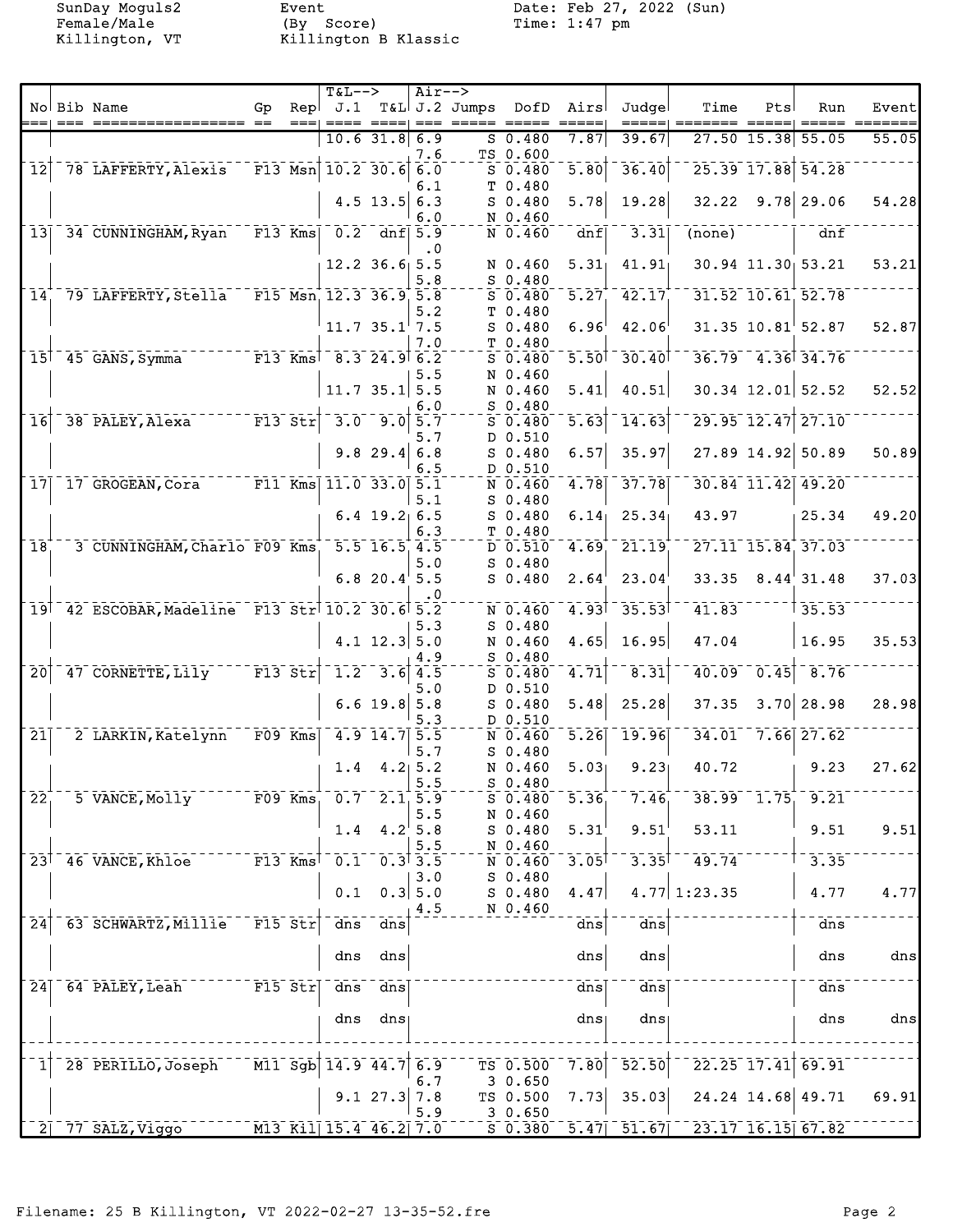SunDay Moguls2 Female/Male Killington, VT

Event (By Score) Killington B Klassic

Date: Feb 27, 2022 (Sun) Time: 1:47 pm

| No | Bib | Name | Gp | Rep | J.1 | T&L | J.2 | Jumps | DofD | Airs | Judge | Time | Pts | Run | Event |
|---|---|---|---|---|---|---|---|---|---|---|---|---|---|---|---|
| | | | | | 10.6 | 31.8 | 6.9 | S | 0.480 | 7.87 | 39.67 | 27.50 | 15.38 | 55.05 | 55.05 |
| | | | | | | | 7.6 | TS | 0.600 | | | | | | |
| 12 | 78 | LAFFERTY, Alexis | F13 | Msn | 10.2 | 30.6 | 6.0 | S | 0.480 | 5.80 | 36.40 | 25.39 | 17.88 | 54.28 | |
| | | | | | | | 6.1 | T | 0.480 | | | | | | |
| | | | | | 4.5 | 13.5 | 6.3 | S | 0.480 | 5.78 | 19.28 | 32.22 | 9.78 | 29.06 | 54.28 |
| | | | | | | | 6.0 | N | 0.460 | | | | | | |
| 13 | 34 | CUNNINGHAM, Ryan | F13 | Kms | 0.2 | dnf | 5.9 | N | 0.460 | dnf | 3.31 | (none) | | dnf | |
| | | | | | | | .0 | | | | | | | | |
| | | | | | 12.2 | 36.6 | 5.5 | N | 0.460 | 5.31 | 41.91 | 30.94 | 11.30 | 53.21 | 53.21 |
| | | | | | | | 5.8 | S | 0.480 | | | | | | |
| 14 | 79 | LAFFERTY, Stella | F15 | Msn | 12.3 | 36.9 | 5.8 | S | 0.480 | 5.27 | 42.17 | 31.52 | 10.61 | 52.78 | |
| | | | | | | | 5.2 | T | 0.480 | | | | | | |
| | | | | | 11.7 | 35.1 | 7.5 | S | 0.480 | 6.96 | 42.06 | 31.35 | 10.81 | 52.87 | 52.87 |
| | | | | | | | 7.0 | T | 0.480 | | | | | | |
| 15 | 45 | GANS, Symma | F13 | Kms | 8.3 | 24.9 | 6.2 | S | 0.480 | 5.50 | 30.40 | 36.79 | 4.36 | 34.76 | |
| | | | | | | | 5.5 | N | 0.460 | | | | | | |
| | | | | | 11.7 | 35.1 | 5.5 | N | 0.460 | 5.41 | 40.51 | 30.34 | 12.01 | 52.52 | 52.52 |
| | | | | | | | 6.0 | S | 0.480 | | | | | | |
| 16 | 38 | PALEY, Alexa | F13 | Str | 3.0 | 9.0 | 5.7 | S | 0.480 | 5.63 | 14.63 | 29.95 | 12.47 | 27.10 | |
| | | | | | | | 5.7 | D | 0.510 | | | | | | |
| | | | | | 9.8 | 29.4 | 6.8 | S | 0.480 | 6.57 | 35.97 | 27.89 | 14.92 | 50.89 | 50.89 |
| | | | | | | | 6.5 | D | 0.510 | | | | | | |
| 17 | 17 | GROGEAN, Cora | F11 | Kms | 11.0 | 33.0 | 5.1 | N | 0.460 | 4.78 | 37.78 | 30.84 | 11.42 | 49.20 | |
| | | | | | | | 5.1 | S | 0.480 | | | | | | |
| | | | | | 6.4 | 19.2 | 6.5 | S | 0.480 | 6.14 | 25.34 | 43.97 | | 25.34 | 49.20 |
| | | | | | | | 6.3 | T | 0.480 | | | | | | |
| 18 | 3 | CUNNINGHAM, Charlo | F09 | Kms | 5.5 | 16.5 | 4.5 | D | 0.510 | 4.69 | 21.19 | 27.11 | 15.84 | 37.03 | |
| | | | | | | | 5.0 | S | 0.480 | | | | | | |
| | | | | | 6.8 | 20.4 | 5.5 | S | 0.480 | 2.64 | 23.04 | 33.35 | 8.44 | 31.48 | 37.03 |
| | | | | | | | .0 | | | | | | | | |
| 19 | 42 | ESCOBAR, Madeline | F13 | Str | 10.2 | 30.6 | 5.2 | N | 0.460 | 4.93 | 35.53 | 41.83 | | 35.53 | |
| | | | | | | | 5.3 | S | 0.480 | | | | | | |
| | | | | | 4.1 | 12.3 | 5.0 | N | 0.460 | 4.65 | 16.95 | 47.04 | | 16.95 | 35.53 |
| | | | | | | | 4.9 | S | 0.480 | | | | | | |
| 20 | 47 | CORNETTE, Lily | F13 | Str | 1.2 | 3.6 | 4.5 | S | 0.480 | 4.71 | 8.31 | 40.09 | 0.45 | 8.76 | |
| | | | | | | | 5.0 | D | 0.510 | | | | | | |
| | | | | | 6.6 | 19.8 | 5.8 | S | 0.480 | 5.48 | 25.28 | 37.35 | 3.70 | 28.98 | 28.98 |
| | | | | | | | 5.3 | D | 0.510 | | | | | | |
| 21 | 2 | LARKIN, Katelynn | F09 | Kms | 4.9 | 14.7 | 5.5 | N | 0.460 | 5.26 | 19.96 | 34.01 | 7.66 | 27.62 | |
| | | | | | | | 5.7 | S | 0.480 | | | | | | |
| | | | | | 1.4 | 4.2 | 5.2 | N | 0.460 | 5.03 | 9.23 | 40.72 | | 9.23 | 27.62 |
| | | | | | | | 5.5 | S | 0.480 | | | | | | |
| 22 | 5 | VANCE, Molly | F09 | Kms | 0.7 | 2.1 | 5.9 | S | 0.480 | 5.36 | 7.46 | 38.99 | 1.75 | 9.21 | |
| | | | | | | | 5.5 | N | 0.460 | | | | | | |
| | | | | | 1.4 | 4.2 | 5.8 | S | 0.480 | 5.31 | 9.51 | 53.11 | | 9.51 | 9.51 |
| | | | | | | | 5.5 | N | 0.460 | | | | | | |
| 23 | 46 | VANCE, Khloe | F13 | Kms | 0.1 | 0.3 | 3.5 | N | 0.460 | 3.05 | 3.35 | 49.74 | | 3.35 | |
| | | | | | | | 3.0 | S | 0.480 | | | | | | |
| | | | | | 0.1 | 0.3 | 5.0 | S | 0.480 | 4.47 | 4.77 | 1:23.35 | | 4.77 | 4.77 |
| | | | | | | | 4.5 | N | 0.460 | | | | | | |
| 24 | 63 | SCHWARTZ, Millie | F15 | Str | dns | dns | | | | dns | dns | | | dns | |
| | | | | | dns | dns | | | | dns | dns | | | dns | dns |
| 24 | 64 | PALEY, Leah | F15 | Str | dns | dns | | | | dns | dns | | | dns | |
| | | | | | dns | dns | | | | dns | dns | | | dns | dns |
| 1 | 28 | PERILLO, Joseph | M11 | Sgb | 14.9 | 44.7 | 6.9 | TS | 0.500 | 7.80 | 52.50 | 22.25 | 17.41 | 69.91 | |
| | | | | | | | 6.7 | 3 | 0.650 | | | | | | |
| | | | | | 9.1 | 27.3 | 7.8 | TS | 0.500 | 7.73 | 35.03 | 24.24 | 14.68 | 49.71 | 69.91 |
| | | | | | | | 5.9 | 3 | 0.650 | | | | | | |
| 2 | 77 | SALZ, Viggo | M13 | Kil | 15.4 | 46.2 | 7.0 | S | 0.380 | 5.47 | 51.67 | 23.17 | 16.15 | 67.82 | |

Filename: 25 B Killington, VT 2022-02-27 13-35-52.fre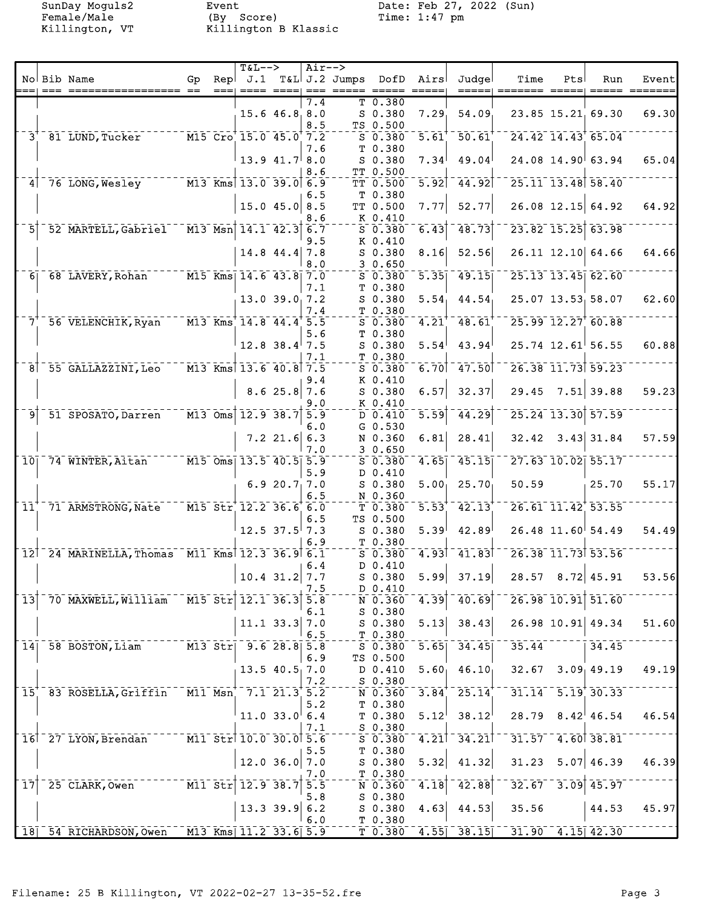SunDay Moguls2
Female/Male
Killington, VT

Event
(By Score)
Killington B Klassic

Date: Feb 27, 2022 (Sun)
Time: 1:47 pm

| No | Bib | Name | Gp | Rep | T&L--> J.1 | T&L | Air--> J.2 | Jumps | DofD | Airs | Judge | Time | Pts | Run | Event |
|---|---|---|---|---|---|---|---|---|---|---|---|---|---|---|---|
| | | | | | | | 7.4 | T | 0.380 | | | | | | |
| | | | | | 15.6 | 46.8 | 8.0 | S | 0.380 | 7.29 | 54.09 | 23.85 | 15.21 | 69.30 | 69.30 |
| | | | | | | | 8.5 | TS | 0.500 | | | | | | |
| 3 | 81 | LUND,Tucker | M15 | Cro | 15.0 | 45.0 | 7.2 | S | 0.380 | 5.61 | 50.61 | 24.42 | 14.43 | 65.04 | |
| | | | | | | | 7.6 | T | 0.380 | | | | | | |
| | | | | | 13.9 | 41.7 | 8.0 | S | 0.380 | 7.34 | 49.04 | 24.08 | 14.90 | 63.94 | 65.04 |
| | | | | | | | 8.6 | TT | 0.500 | | | | | | |
| 4 | 76 | LONG,Wesley | M13 | Kms | 13.0 | 39.0 | 6.9 | TT | 0.500 | 5.92 | 44.92 | 25.11 | 13.48 | 58.40 | |
| | | | | | | | 6.5 | T | 0.380 | | | | | | |
| | | | | | 15.0 | 45.0 | 8.5 | TT | 0.500 | 7.77 | 52.77 | 26.08 | 12.15 | 64.92 | 64.92 |
| | | | | | | | 8.6 | K | 0.410 | | | | | | |
| 5 | 52 | MARTELL,Gabriel | M13 | Msn | 14.1 | 42.3 | 6.7 | S | 0.380 | 6.43 | 48.73 | 23.82 | 15.25 | 63.98 | |
| | | | | | | | 9.5 | K | 0.410 | | | | | | |
| | | | | | 14.8 | 44.4 | 7.8 | S | 0.380 | 8.16 | 52.56 | 26.11 | 12.10 | 64.66 | 64.66 |
| | | | | | | | 8.0 | 3 | 0.650 | | | | | | |
| 6 | 68 | LAVERY,Rohan | M15 | Kms | 14.6 | 43.8 | 7.0 | S | 0.380 | 5.35 | 49.15 | 25.13 | 13.45 | 62.60 | |
| | | | | | | | 7.1 | T | 0.380 | | | | | | |
| | | | | | 13.0 | 39.0 | 7.2 | S | 0.380 | 5.54 | 44.54 | 25.07 | 13.53 | 58.07 | 62.60 |
| | | | | | | | 7.4 | T | 0.380 | | | | | | |
| 7 | 56 | VELENCHIK,Ryan | M13 | Kms | 14.8 | 44.4 | 5.5 | S | 0.380 | 4.21 | 48.61 | 25.99 | 12.27 | 60.88 | |
| | | | | | | | 5.6 | T | 0.380 | | | | | | |
| | | | | | 12.8 | 38.4 | 7.5 | S | 0.380 | 5.54 | 43.94 | 25.74 | 12.61 | 56.55 | 60.88 |
| | | | | | | | 7.1 | T | 0.380 | | | | | | |
| 8 | 55 | GALLAZZINI,Leo | M13 | Kms | 13.6 | 40.8 | 7.5 | S | 0.380 | 6.70 | 47.50 | 26.38 | 11.73 | 59.23 | |
| | | | | | | | 9.4 | K | 0.410 | | | | | | |
| | | | | | 8.6 | 25.8 | 7.6 | S | 0.380 | 6.57 | 32.37 | 29.45 | 7.51 | 39.88 | 59.23 |
| | | | | | | | 9.0 | K | 0.410 | | | | | | |
| 9 | 51 | SPOSATO,Darren | M13 | Oms | 12.9 | 38.7 | 5.9 | D | 0.410 | 5.59 | 44.29 | 25.24 | 13.30 | 57.59 | |
| | | | | | | | 6.0 | G | 0.530 | | | | | | |
| | | | | | 7.2 | 21.6 | 6.3 | N | 0.360 | 6.81 | 28.41 | 32.42 | 3.43 | 31.84 | 57.59 |
| | | | | | | | 7.0 | 3 | 0.650 | | | | | | |
| 10 | 74 | WINTER,Aitan | M15 | Oms | 13.5 | 40.5 | 5.9 | S | 0.380 | 4.65 | 45.15 | 27.63 | 10.02 | 55.17 | |
| | | | | | | | 5.9 | D | 0.410 | | | | | | |
| | | | | | 6.9 | 20.7 | 7.0 | S | 0.380 | 5.00 | 25.70 | 50.59 | | 25.70 | 55.17 |
| | | | | | | | 6.5 | N | 0.360 | | | | | | |
| 11 | 71 | ARMSTRONG,Nate | M15 | Str | 12.2 | 36.6 | 6.0 | T | 0.380 | 5.53 | 42.13 | 26.61 | 11.42 | 53.55 | |
| | | | | | | | 6.5 | TS | 0.500 | | | | | | |
| | | | | | 12.5 | 37.5 | 7.3 | S | 0.380 | 5.39 | 42.89 | 26.48 | 11.60 | 54.49 | 54.49 |
| | | | | | | | 6.9 | T | 0.380 | | | | | | |
| 12 | 24 | MARINELLA,Thomas | M11 | Kms | 12.3 | 36.9 | 6.1 | S | 0.380 | 4.93 | 41.83 | 26.38 | 11.73 | 53.56 | |
| | | | | | | | 6.4 | D | 0.410 | | | | | | |
| | | | | | 10.4 | 31.2 | 7.7 | S | 0.380 | 5.99 | 37.19 | 28.57 | 8.72 | 45.91 | 53.56 |
| | | | | | | | 7.5 | D | 0.410 | | | | | | |
| 13 | 70 | MAXWELL,William | M15 | Str | 12.1 | 36.3 | 5.8 | N | 0.360 | 4.39 | 40.69 | 26.98 | 10.91 | 51.60 | |
| | | | | | | | 6.1 | S | 0.380 | | | | | | |
| | | | | | 11.1 | 33.3 | 7.0 | S | 0.380 | 5.13 | 38.43 | 26.98 | 10.91 | 49.34 | 51.60 |
| | | | | | | | 6.5 | T | 0.380 | | | | | | |
| 14 | 58 | BOSTON,Liam | M13 | Str | 9.6 | 28.8 | 5.8 | S | 0.380 | 5.65 | 34.45 | 35.44 | | 34.45 | |
| | | | | | | | 6.9 | TS | 0.500 | | | | | | |
| | | | | | 13.5 | 40.5 | 7.0 | D | 0.410 | 5.60 | 46.10 | 32.67 | 3.09 | 49.19 | 49.19 |
| | | | | | | | 7.2 | S | 0.380 | | | | | | |
| 15 | 83 | ROSELLA,Griffin | M11 | Msn | 7.1 | 21.3 | 5.2 | N | 0.360 | 3.84 | 25.14 | 31.14 | 5.19 | 30.33 | |
| | | | | | | | 5.2 | T | 0.380 | | | | | | |
| | | | | | 11.0 | 33.0 | 6.4 | T | 0.380 | 5.12 | 38.12 | 28.79 | 8.42 | 46.54 | 46.54 |
| | | | | | | | 7.1 | S | 0.380 | | | | | | |
| 16 | 27 | LYON,Brendan | M11 | Str | 10.0 | 30.0 | 5.6 | S | 0.380 | 4.21 | 34.21 | 31.57 | 4.60 | 38.81 | |
| | | | | | | | 5.5 | T | 0.380 | | | | | | |
| | | | | | 12.0 | 36.0 | 7.0 | S | 0.380 | 5.32 | 41.32 | 31.23 | 5.07 | 46.39 | 46.39 |
| | | | | | | | 7.0 | T | 0.380 | | | | | | |
| 17 | 25 | CLARK,Owen | M11 | Str | 12.9 | 38.7 | 5.5 | N | 0.360 | 4.18 | 42.88 | 32.67 | 3.09 | 45.97 | |
| | | | | | | | 5.8 | S | 0.380 | | | | | | |
| | | | | | 13.3 | 39.9 | 6.2 | S | 0.380 | 4.63 | 44.53 | 35.56 | | 44.53 | 45.97 |
| | | | | | | | 6.0 | T | 0.380 | | | | | | |
| 18 | 54 | RICHARDSON,Owen | M13 | Kms | 11.2 | 33.6 | 5.9 | T | 0.380 | 4.55 | 38.15 | 31.90 | 4.15 | 42.30 | |

Filename: 25 B Killington, VT 2022-02-27 13-35-52.fre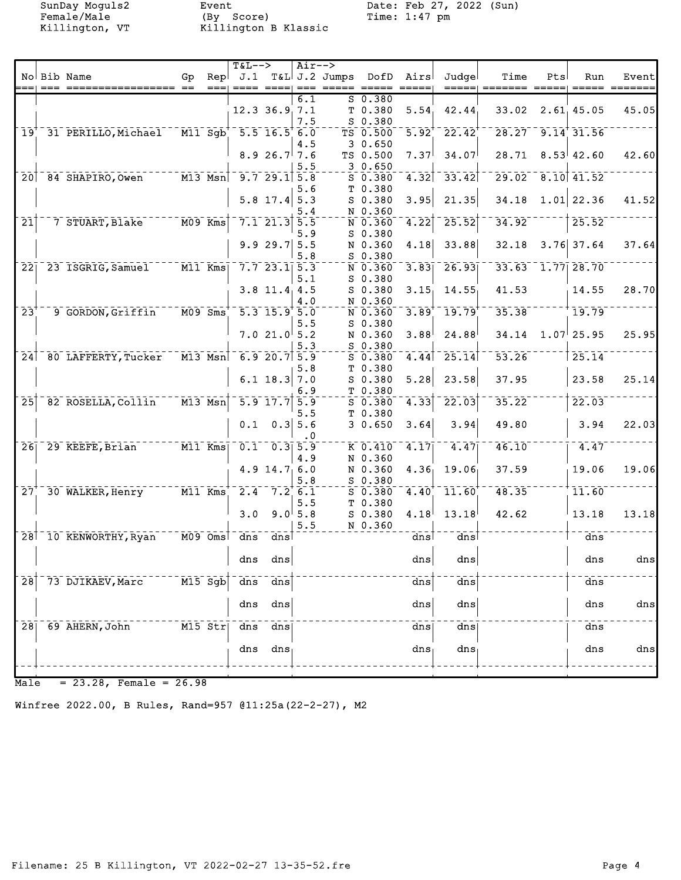SunDay Moguls2 Event Date: Feb 27, 2022 (Sun)
Female/Male (By Score) Time: 1:47 pm
Killington, VT Killington B Klassic

| No | Bib | Name | Gp | Rep | J.1 | T&L | J.2 | Jumps | DofD | Airs | Judge | Time | Pts | Run | Event |
|---|---|---|---|---|---|---|---|---|---|---|---|---|---|---|---|
| | | | | | | | 6.1 | S | 0.380 | | | | | | |
| | | | | | 12.3 | 36.9 | 7.1 | T | 0.380 | 5.54 | 42.44 | 33.02 | 2.61 | 45.05 | 45.05 |
| | | | | | | | 7.5 | S | 0.380 | | | | | | |
| 19 | 31 | PERILLO,Michael | M11 | Sgb | 5.5 | 16.5 | 6.0 | TS | 0.500 | 5.92 | 22.42 | 28.27 | 9.14 | 31.56 | |
| | | | | | | | 4.5 | 3 | 0.650 | | | | | | |
| | | | | | 8.9 | 26.7 | 7.6 | TS | 0.500 | 7.37 | 34.07 | 28.71 | 8.53 | 42.60 | 42.60 |
| | | | | | | | 5.5 | 3 | 0.650 | | | | | | |
| 20 | 84 | SHAPIRO,Owen | M13 | Msn | 9.7 | 29.1 | 5.8 | S | 0.380 | 4.32 | 33.42 | 29.02 | 8.10 | 41.52 | |
| | | | | | | | 5.6 | T | 0.380 | | | | | | |
| | | | | | 5.8 | 17.4 | 5.3 | S | 0.380 | 3.95 | 21.35 | 34.18 | 1.01 | 22.36 | 41.52 |
| | | | | | | | 5.4 | N | 0.360 | | | | | | |
| 21 | 7 | STUART,Blake | M09 | Kms | 7.1 | 21.3 | 5.5 | N | 0.360 | 4.22 | 25.52 | 34.92 | | 25.52 | |
| | | | | | | | 5.9 | S | 0.380 | | | | | | |
| | | | | | 9.9 | 29.7 | 5.5 | N | 0.360 | 4.18 | 33.88 | 32.18 | 3.76 | 37.64 | 37.64 |
| | | | | | | | 5.8 | S | 0.380 | | | | | | |
| 22 | 23 | ISGRIG,Samuel | M11 | Kms | 7.7 | 23.1 | 5.3 | N | 0.360 | 3.83 | 26.93 | 33.63 | 1.77 | 28.70 | |
| | | | | | | | 5.1 | S | 0.380 | | | | | | |
| | | | | | 3.8 | 11.4 | 4.5 | S | 0.380 | 3.15 | 14.55 | 41.53 | | 14.55 | 28.70 |
| | | | | | | | 4.0 | N | 0.360 | | | | | | |
| 23 | 9 | GORDON,Griffin | M09 | Sms | 5.3 | 15.9 | 5.0 | N | 0.360 | 3.89 | 19.79 | 35.38 | | 19.79 | |
| | | | | | | | 5.5 | S | 0.380 | | | | | | |
| | | | | | 7.0 | 21.0 | 5.2 | N | 0.360 | 3.88 | 24.88 | 34.14 | 1.07 | 25.95 | 25.95 |
| | | | | | | | 5.3 | S | 0.380 | | | | | | |
| 24 | 80 | LAFFERTY,Tucker | M13 | Msn | 6.9 | 20.7 | 5.9 | S | 0.380 | 4.44 | 25.14 | 53.26 | | 25.14 | |
| | | | | | | | 5.8 | T | 0.380 | | | | | | |
| | | | | | 6.1 | 18.3 | 7.0 | S | 0.380 | 5.28 | 23.58 | 37.95 | | 23.58 | 25.14 |
| | | | | | | | 6.9 | T | 0.380 | | | | | | |
| 25 | 82 | ROSELLA,Collin | M13 | Msn | 5.9 | 17.7 | 5.9 | S | 0.380 | 4.33 | 22.03 | 35.22 | | 22.03 | |
| | | | | | | | 5.5 | T | 0.380 | | | | | | |
| | | | | | 0.1 | 0.3 | 5.6 | 3 | 0.650 | 3.64 | 3.94 | 49.80 | | 3.94 | 22.03 |
| | | | | | | | .0 | | | | | | | | |
| 26 | 29 | KEEFE,Brian | M11 | Kms | 0.1 | 0.3 | 5.9 | K | 0.410 | 4.17 | 4.47 | 46.10 | | 4.47 | |
| | | | | | | | 4.9 | N | 0.360 | | | | | | |
| | | | | | 4.9 | 14.7 | 6.0 | N | 0.360 | 4.36 | 19.06 | 37.59 | | 19.06 | 19.06 |
| | | | | | | | 5.8 | S | 0.380 | | | | | | |
| 27 | 30 | WALKER,Henry | M11 | Kms | 2.4 | 7.2 | 6.1 | S | 0.380 | 4.40 | 11.60 | 48.35 | | 11.60 | |
| | | | | | | | 5.5 | T | 0.380 | | | | | | |
| | | | | | 3.0 | 9.0 | 5.8 | S | 0.380 | 4.18 | 13.18 | 42.62 | | 13.18 | 13.18 |
| | | | | | | | 5.5 | N | 0.360 | | | | | | |
| 28 | 10 | KENWORTHY,Ryan | M09 | Oms | dns | dns | | | | dns | dns | | | dns | |
| | | | | | dns | dns | | | | dns | dns | | | dns | dns |
| 28 | 73 | DJIKAEV,Marc | M15 | Sgb | dns | dns | | | | dns | dns | | | dns | |
| | | | | | dns | dns | | | | dns | dns | | | dns | dns |
| 28 | 69 | AHERN,John | M15 | Str | dns | dns | | | | dns | dns | | | dns | |
| | | | | | dns | dns | | | | dns | dns | | | dns | dns |

Male = 23.28, Female = 26.98

Winfree 2022.00, B Rules, Rand=957 @11:25a(22-2-27), M2

Filename: 25 B Killington, VT 2022-02-27 13-35-52.fre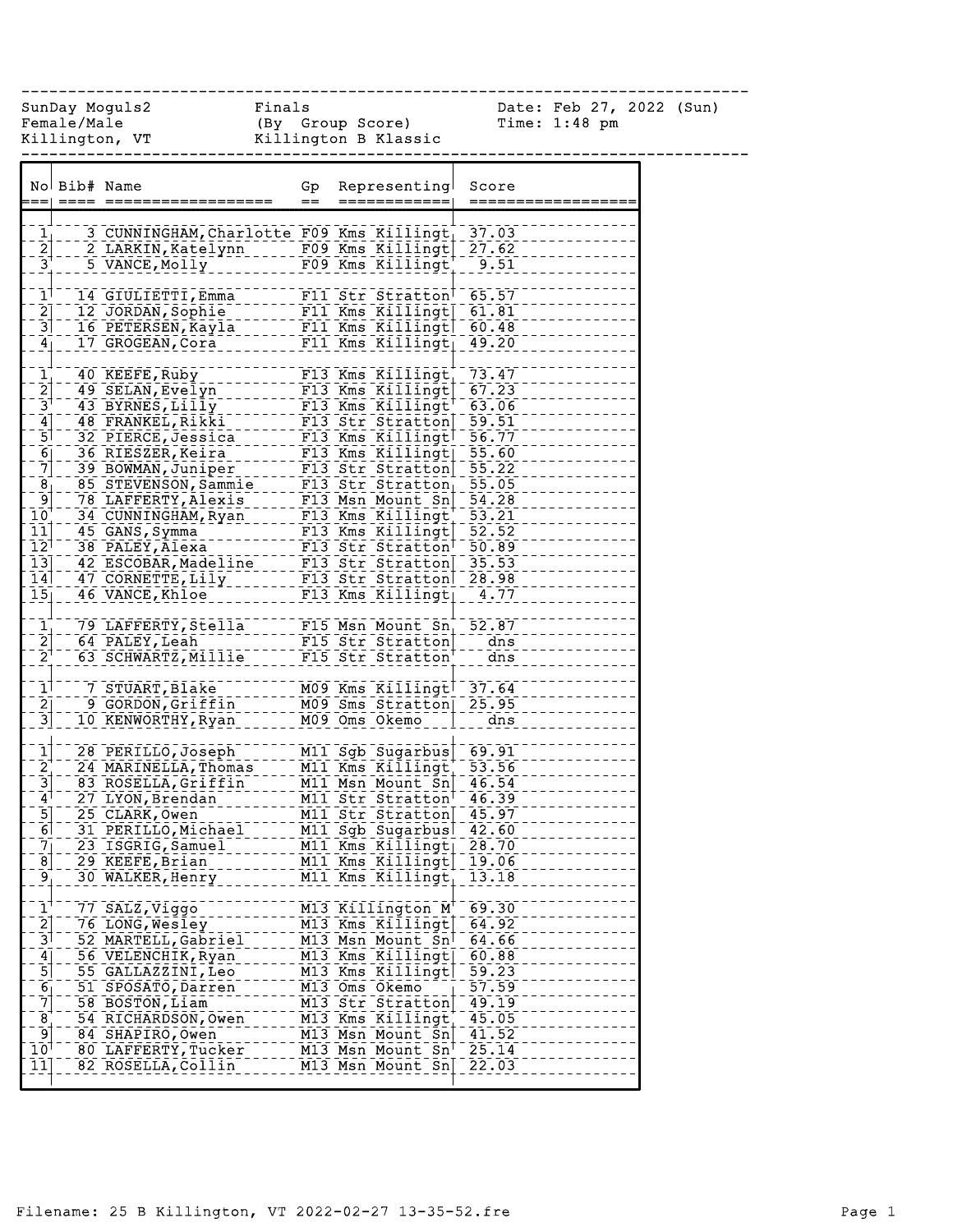SunDay Moguls2 Finals Date: Feb 27, 2022 (Sun)
Female/Male (By Group Score) Time: 1:48 pm
Killington, VT Killington B Klassic

| No | Bib# | Name | Gp | Representing | Score |
|---|---|---|---|---|---|
| 1 | 3 | CUNNINGHAM,Charlotte | F09 | Kms Killingt | 37.03 |
| 2 | 2 | LARKIN,Katelynn | F09 | Kms Killingt | 27.62 |
| 3 | 5 | VANCE,Molly | F09 | Kms Killingt | 9.51 |
| | | | | | |
| 1 | 14 | GIULIETTI,Emma | F11 | Str Stratton | 65.57 |
| 2 | 12 | JORDAN,Sophie | F11 | Kms Killingt | 61.81 |
| 3 | 16 | PETERSEN,Kayla | F11 | Kms Killingt | 60.48 |
| 4 | 17 | GROGEAN,Cora | F11 | Kms Killingt | 49.20 |
| | | | | | |
| 1 | 40 | KEEFE,Ruby | F13 | Kms Killingt | 73.47 |
| 2 | 49 | SELAN,Evelyn | F13 | Kms Killingt | 67.23 |
| 3 | 43 | BYRNES,Lilly | F13 | Kms Killingt | 63.06 |
| 4 | 48 | FRANKEL,Rikki | F13 | Str Stratton | 59.51 |
| 5 | 32 | PIERCE,Jessica | F13 | Kms Killingt | 56.77 |
| 6 | 36 | RIESZER,Keira | F13 | Kms Killingt | 55.60 |
| 7 | 39 | BOWMAN,Juniper | F13 | Str Stratton | 55.22 |
| 8 | 85 | STEVENSON,Sammie | F13 | Str Stratton | 55.05 |
| 9 | 78 | LAFFERTY,Alexis | F13 | Msn Mount Sn | 54.28 |
| 10 | 34 | CUNNINGHAM,Ryan | F13 | Kms Killingt | 53.21 |
| 11 | 45 | GANS,Symma | F13 | Kms Killingt | 52.52 |
| 12 | 38 | PALEY,Alexa | F13 | Str Stratton | 50.89 |
| 13 | 42 | ESCOBAR,Madeline | F13 | Str Stratton | 35.53 |
| 14 | 47 | CORNETTE,Lily | F13 | Str Stratton | 28.98 |
| 15 | 46 | VANCE,Khloe | F13 | Kms Killingt | 4.77 |
| | | | | | |
| 1 | 79 | LAFFERTY,Stella | F15 | Msn Mount Sn | 52.87 |
| 2 | 64 | PALEY,Leah | F15 | Str Stratton | dns |
| 2 | 63 | SCHWARTZ,Millie | F15 | Str Stratton | dns |
| | | | | | |
| 1 | 7 | STUART,Blake | M09 | Kms Killingt | 37.64 |
| 2 | 9 | GORDON,Griffin | M09 | Sms Stratton | 25.95 |
| 3 | 10 | KENWORTHY,Ryan | M09 | Oms Okemo | dns |
| | | | | | |
| 1 | 28 | PERILLO,Joseph | M11 | Sgb Sugarbus | 69.91 |
| 2 | 24 | MARINELLA,Thomas | M11 | Kms Killingt | 53.56 |
| 3 | 83 | ROSELLA,Griffin | M11 | Msn Mount Sn | 46.54 |
| 4 | 27 | LYON,Brendan | M11 | Str Stratton | 46.39 |
| 5 | 25 | CLARK,Owen | M11 | Str Stratton | 45.97 |
| 6 | 31 | PERILLO,Michael | M11 | Sgb Sugarbus | 42.60 |
| 7 | 23 | ISGRIG,Samuel | M11 | Kms Killingt | 28.70 |
| 8 | 29 | KEEFE,Brian | M11 | Kms Killingt | 19.06 |
| 9 | 30 | WALKER,Henry | M11 | Kms Killingt | 13.18 |
| | | | | | |
| 1 | 77 | SALZ,Viggo | M13 | Killington M | 69.30 |
| 2 | 76 | LONG,Wesley | M13 | Kms Killingt | 64.92 |
| 3 | 52 | MARTELL,Gabriel | M13 | Msn Mount Sn | 64.66 |
| 4 | 56 | VELENCHIK,Ryan | M13 | Kms Killingt | 60.88 |
| 5 | 55 | GALLAZZINI,Leo | M13 | Kms Killingt | 59.23 |
| 6 | 51 | SPOSATO,Darren | M13 | Oms Okemo | 57.59 |
| 7 | 58 | BOSTON,Liam | M13 | Str Stratton | 49.19 |
| 8 | 54 | RICHARDSON,Owen | M13 | Kms Killingt | 45.05 |
| 9 | 84 | SHAPIRO,Owen | M13 | Msn Mount Sn | 41.52 |
| 10 | 80 | LAFFERTY,Tucker | M13 | Msn Mount Sn | 25.14 |
| 11 | 82 | ROSELLA,Collin | M13 | Msn Mount Sn | 22.03 |

Filename: 25 B Killington, VT 2022-02-27 13-35-52.fre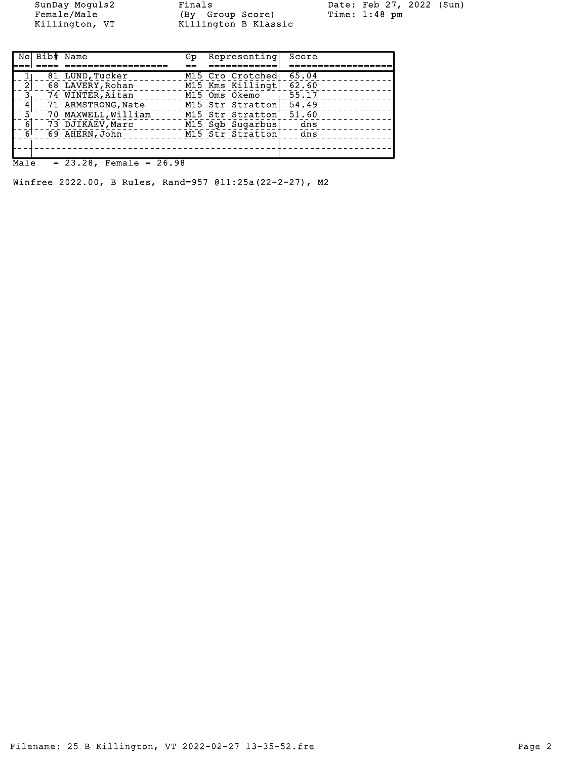SunDay Moguls2
Female/Male
Killington, VT

Finals
(By Group Score)
Killington B Klassic

Date: Feb 27, 2022 (Sun)
Time: 1:48 pm

| No | Bib# | Name | Gp | Representing | Score |
|---|---|---|---|---|---|
| 1 | 81 | LUND,Tucker | M15 | Cro Crotched | 65.04 |
| 2 | 68 | LAVERY,Rohan | M15 | Kms Killingt | 62.60 |
| 3 | 74 | WINTER,Aitan | M15 | Oms Okemo | 55.17 |
| 4 | 71 | ARMSTRONG,Nate | M15 | Str Stratton | 54.49 |
| 5 | 70 | MAXWELL,William | M15 | Str Stratton | 51.60 |
| 6 | 73 | DJIKAEV,Marc | M15 | Sgb Sugarbus | dns |
| 6 | 69 | AHERN,John | M15 | Str Stratton | dns |

Male = 23.28, Female = 26.98

Winfree 2022.00, B Rules, Rand=957 @11:25a(22-2-27), M2

Filename: 25 B Killington, VT 2022-02-27 13-35-52.fre